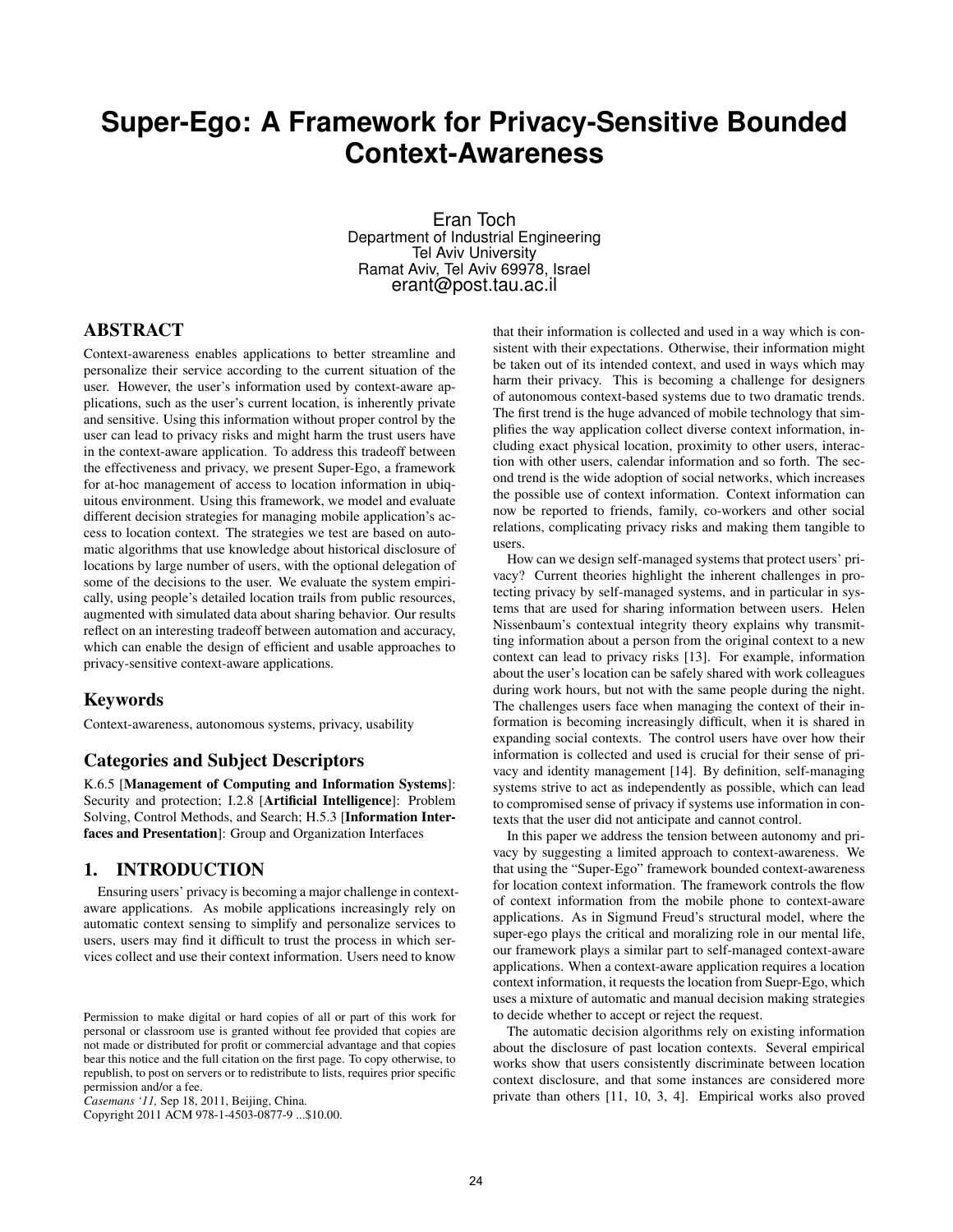# Super-Ego: A Framework for Privacy-Sensitive Bounded Context-Awareness

Eran Toch
Department of Industrial Engineering
Tel Aviv University
Ramat Aviv, Tel Aviv 69978, Israel
erant@post.tau.ac.il

## ABSTRACT

Context-awareness enables applications to better streamline and personalize their service according to the current situation of the user. However, the user's information used by context-aware applications, such as the user's current location, is inherently private and sensitive. Using this information without proper control by the user can lead to privacy risks and might harm the trust users have in the context-aware application. To address this tradeoff between the effectiveness and privacy, we present Super-Ego, a framework for at-hoc management of access to location information in ubiquitous environment. Using this framework, we model and evaluate different decision strategies for managing mobile application's access to location context. The strategies we test are based on automatic algorithms that use knowledge about historical disclosure of locations by large number of users, with the optional delegation of some of the decisions to the user. We evaluate the system empirically, using people's detailed location trails from public resources, augmented with simulated data about sharing behavior. Our results reflect on an interesting tradeoff between automation and accuracy, which can enable the design of efficient and usable approaches to privacy-sensitive context-aware applications.

### Keywords

Context-awareness, autonomous systems, privacy, usability

### Categories and Subject Descriptors

K.6.5 [**Management of Computing and Information Systems**]: Security and protection; I.2.8 [**Artificial Intelligence**]: Problem Solving, Control Methods, and Search; H.5.3 [**Information Interfaces and Presentation**]: Group and Organization Interfaces

## 1. INTRODUCTION

Ensuring users' privacy is becoming a major challenge in context-aware applications. As mobile applications increasingly rely on automatic context sensing to simplify and personalize services to users, users may find it difficult to trust the process in which services collect and use their context information. Users need to know that their information is collected and used in a way which is consistent with their expectations. Otherwise, their information might be taken out of its intended context, and used in ways which may harm their privacy. This is becoming a challenge for designers of autonomous context-based systems due to two dramatic trends. The first trend is the huge advanced of mobile technology that simplifies the way application collect diverse context information, including exact physical location, proximity to other users, interaction with other users, calendar information and so forth. The second trend is the wide adoption of social networks, which increases the possible use of context information. Context information can now be reported to friends, family, co-workers and other social relations, complicating privacy risks and making them tangible to users.

How can we design self-managed systems that protect users' privacy? Current theories highlight the inherent challenges in protecting privacy by self-managed systems, and in particular in systems that are used for sharing information between users. Helen Nissenbaum's contextual integrity theory explains why transmitting information about a person from the original context to a new context can lead to privacy risks [13]. For example, information about the user's location can be safely shared with work colleagues during work hours, but not with the same people during the night. The challenges users face when managing the context of their information is becoming increasingly difficult, when it is shared in expanding social contexts. The control users have over how their information is collected and used is crucial for their sense of privacy and identity management [14]. By definition, self-managing systems strive to act as independently as possible, which can lead to compromised sense of privacy if systems use information in contexts that the user did not anticipate and cannot control.

In this paper we address the tension between autonomy and privacy by suggesting a limited approach to context-awareness. We that using the "Super-Ego" framework bounded context-awareness for location context information. The framework controls the flow of context information from the mobile phone to context-aware applications. As in Sigmund Freud's structural model, where the super-ego plays the critical and moralizing role in our mental life, our framework plays a similar part to self-managed context-aware applications. When a context-aware application requires a location context information, it requests the location from Suepr-Ego, which uses a mixture of automatic and manual decision making strategies to decide whether to accept or reject the request.

The automatic decision algorithms rely on existing information about the disclosure of past location contexts. Several empirical works show that users consistently discriminate between location context disclosure, and that some instances are considered more private than others [11, 10, 3, 4]. Empirical works also proved

Permission to make digital or hard copies of all or part of this work for personal or classroom use is granted without fee provided that copies are not made or distributed for profit or commercial advantage and that copies bear this notice and the full citation on the first page. To copy otherwise, to republish, to post on servers or to redistribute to lists, requires prior specific permission and/or a fee.
*Casemans '11,* Sep 18, 2011, Beijing, China.
Copyright 2011 ACM 978-1-4503-0877-9 ...$10.00.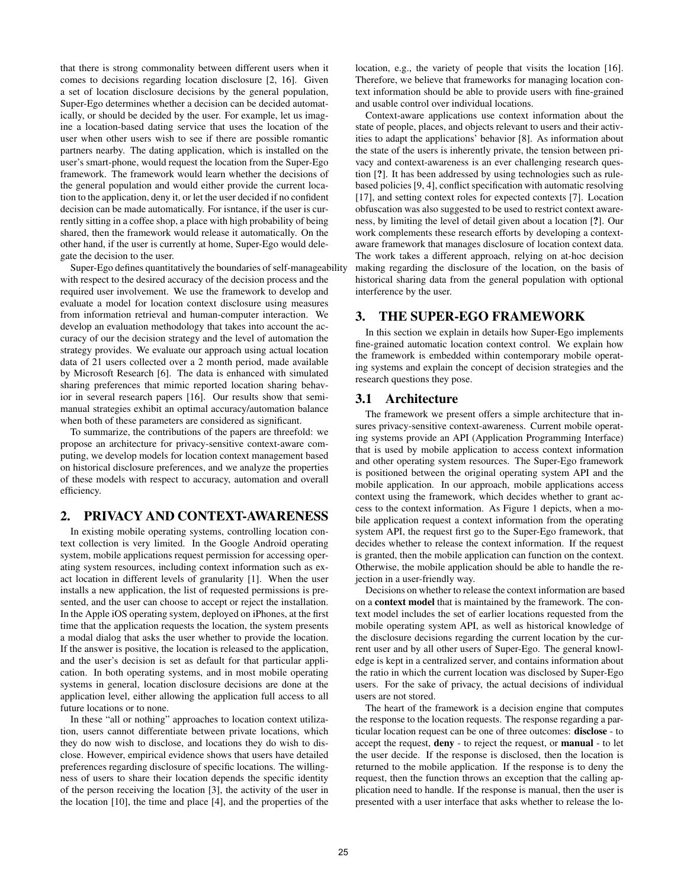that there is strong commonality between different users when it comes to decisions regarding location disclosure [2, 16]. Given a set of location disclosure decisions by the general population, Super-Ego determines whether a decision can be decided automatically, or should be decided by the user. For example, let us imagine a location-based dating service that uses the location of the user when other users wish to see if there are possible romantic partners nearby. The dating application, which is installed on the user's smart-phone, would request the location from the Super-Ego framework. The framework would learn whether the decisions of the general population and would either provide the current location to the application, deny it, or let the user decided if no confident decision can be made automatically. For isntance, if the user is currently sitting in a coffee shop, a place with high probability of being shared, then the framework would release it automatically. On the other hand, if the user is currently at home, Super-Ego would delegate the decision to the user.

Super-Ego defines quantitatively the boundaries of self-manageability with respect to the desired accuracy of the decision process and the required user involvement. We use the framework to develop and evaluate a model for location context disclosure using measures from information retrieval and human-computer interaction. We develop an evaluation methodology that takes into account the accuracy of our the decision strategy and the level of automation the strategy provides. We evaluate our approach using actual location data of 21 users collected over a 2 month period, made available by Microsoft Research [6]. The data is enhanced with simulated sharing preferences that mimic reported location sharing behavior in several research papers [16]. Our results show that semi-manual strategies exhibit an optimal accuracy/automation balance when both of these parameters are considered as significant.

To summarize, the contributions of the papers are threefold: we propose an architecture for privacy-sensitive context-aware computing, we develop models for location context management based on historical disclosure preferences, and we analyze the properties of these models with respect to accuracy, automation and overall efficiency.

## 2. PRIVACY AND CONTEXT-AWARENESS

In existing mobile operating systems, controlling location context collection is very limited. In the Google Android operating system, mobile applications request permission for accessing operating system resources, including context information such as exact location in different levels of granularity [1]. When the user installs a new application, the list of requested permissions is presented, and the user can choose to accept or reject the installation. In the Apple iOS operating system, deployed on iPhones, at the first time that the application requests the location, the system presents a modal dialog that asks the user whether to provide the location. If the answer is positive, the location is released to the application, and the user's decision is set as default for that particular application. In both operating systems, and in most mobile operating systems in general, location disclosure decisions are done at the application level, either allowing the application full access to all future locations or to none.

In these "all or nothing" approaches to location context utilization, users cannot differentiate between private locations, which they do now wish to disclose, and locations they do wish to disclose. However, empirical evidence shows that users have detailed preferences regarding disclosure of specific locations. The willingness of users to share their location depends the specific identity of the person receiving the location [3], the activity of the user in the location [10], the time and place [4], and the properties of the location, e.g., the variety of people that visits the location [16]. Therefore, we believe that frameworks for managing location context information should be able to provide users with fine-grained and usable control over individual locations.

Context-aware applications use context information about the state of people, places, and objects relevant to users and their activities to adapt the applications' behavior [8]. As information about the state of the users is inherently private, the tension between privacy and context-awareness is an ever challenging research question [?]. It has been addressed by using technologies such as rule-based policies [9, 4], conflict specification with automatic resolving [17], and setting context roles for expected contexts [7]. Location obfuscation was also suggested to be used to restrict context awareness, by limiting the level of detail given about a location [?]. Our work complements these research efforts by developing a context-aware framework that manages disclosure of location context data. The work takes a different approach, relying on at-hoc decision making regarding the disclosure of the location, on the basis of historical sharing data from the general population with optional interference by the user.

## 3. THE SUPER-EGO FRAMEWORK

In this section we explain in details how Super-Ego implements fine-grained automatic location context control. We explain how the framework is embedded within contemporary mobile operating systems and explain the concept of decision strategies and the research questions they pose.

### 3.1 Architecture

The framework we present offers a simple architecture that insures privacy-sensitive context-awareness. Current mobile operating systems provide an API (Application Programming Interface) that is used by mobile application to access context information and other operating system resources. The Super-Ego framework is positioned between the original operating system API and the mobile application. In our approach, mobile applications access context using the framework, which decides whether to grant access to the context information. As Figure 1 depicts, when a mobile application request a context information from the operating system API, the request first go to the Super-Ego framework, that decides whether to release the context information. If the request is granted, then the mobile application can function on the context. Otherwise, the mobile application should be able to handle the rejection in a user-friendly way.

Decisions on whether to release the context information are based on a **context model** that is maintained by the framework. The context model includes the set of earlier locations requested from the mobile operating system API, as well as historical knowledge of the disclosure decisions regarding the current location by the current user and by all other users of Super-Ego. The general knowledge is kept in a centralized server, and contains information about the ratio in which the current location was disclosed by Super-Ego users. For the sake of privacy, the actual decisions of individual users are not stored.

The heart of the framework is a decision engine that computes the response to the location requests. The response regarding a particular location request can be one of three outcomes: **disclose** - to accept the request, **deny** - to reject the request, or **manual** - to let the user decide. If the response is disclosed, then the location is returned to the mobile application. If the response is to deny the request, then the function throws an exception that the calling application need to handle. If the response is manual, then the user is presented with a user interface that asks whether to release the lo-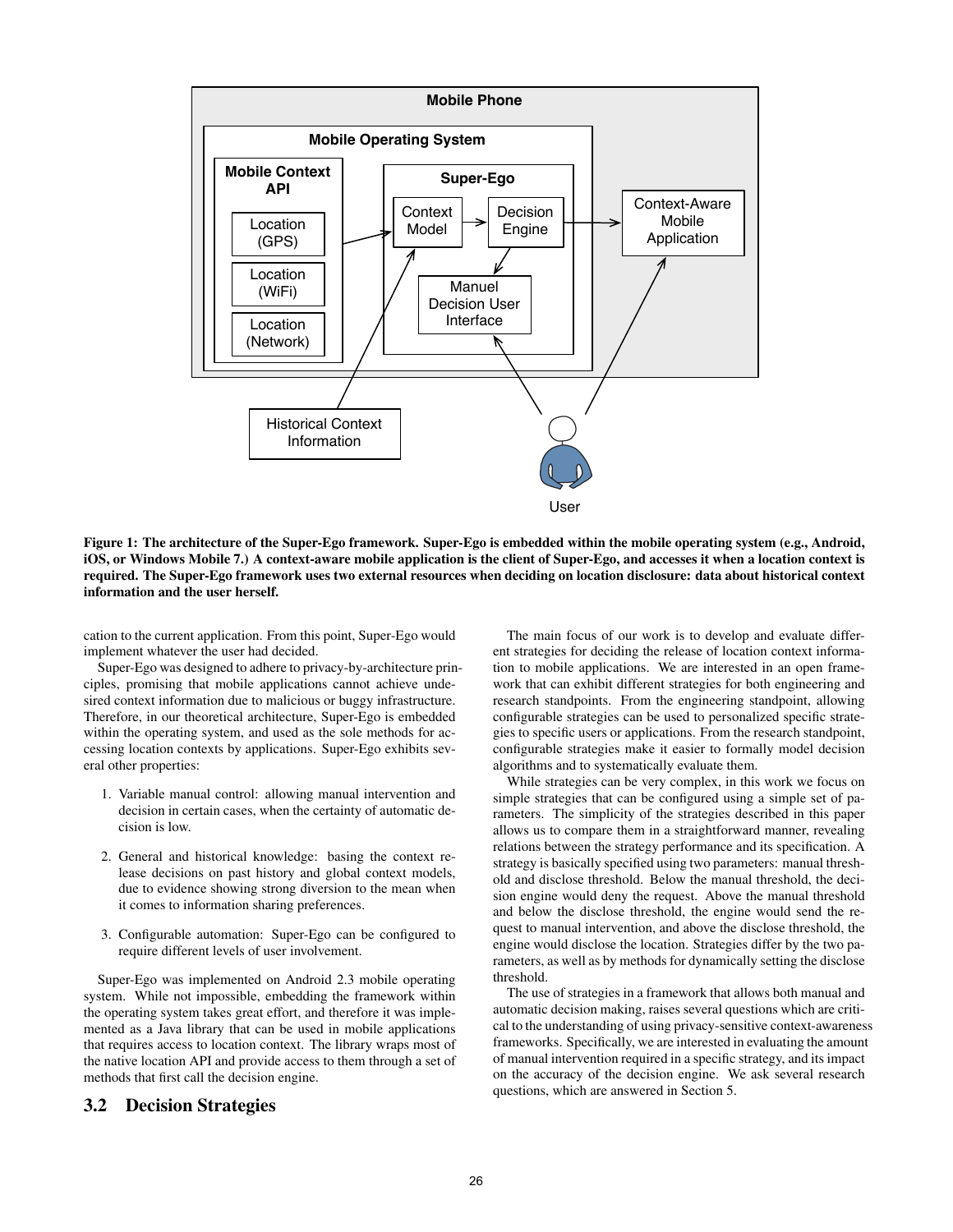Mobile Phone

Mobile Operating System

Mobile Context API

Location (GPS)

Location (WiFi)

Location (Network)

Super-Ego

Context Model

Decision Engine

Manuel Decision User Interface

Context-Aware Mobile Application

Historical Context Information

User

**Figure 1: The architecture of the Super-Ego framework. Super-Ego is embedded within the mobile operating system (e.g., Android, iOS, or Windows Mobile 7.) A context-aware mobile application is the client of Super-Ego, and accesses it when a location context is required. The Super-Ego framework uses two external resources when deciding on location disclosure: data about historical context information and the user herself.**

cation to the current application. From this point, Super-Ego would implement whatever the user had decided.

Super-Ego was designed to adhere to privacy-by-architecture principles, promising that mobile applications cannot achieve undesired context information due to malicious or buggy infrastructure. Therefore, in our theoretical architecture, Super-Ego is embedded within the operating system, and used as the sole methods for accessing location contexts by applications. Super-Ego exhibits several other properties:

1. Variable manual control: allowing manual intervention and decision in certain cases, when the certainty of automatic decision is low.

2. General and historical knowledge: basing the context release decisions on past history and global context models, due to evidence showing strong diversion to the mean when it comes to information sharing preferences.

3. Configurable automation: Super-Ego can be configured to require different levels of user involvement.

Super-Ego was implemented on Android 2.3 mobile operating system. While not impossible, embedding the framework within the operating system takes great effort, and therefore it was implemented as a Java library that can be used in mobile applications that requires access to location context. The library wraps most of the native location API and provide access to them through a set of methods that first call the decision engine.

## 3.2 Decision Strategies

The main focus of our work is to develop and evaluate different strategies for deciding the release of location context information to mobile applications. We are interested in an open framework that can exhibit different strategies for both engineering and research standpoints. From the engineering standpoint, allowing configurable strategies can be used to personalized specific strategies to specific users or applications. From the research standpoint, configurable strategies make it easier to formally model decision algorithms and to systematically evaluate them.

While strategies can be very complex, in this work we focus on simple strategies that can be configured using a simple set of parameters. The simplicity of the strategies described in this paper allows us to compare them in a straightforward manner, revealing relations between the strategy performance and its specification. A strategy is basically specified using two parameters: manual threshold and disclose threshold. Below the manual threshold, the decision engine would deny the request. Above the manual threshold and below the disclose threshold, the engine would send the request to manual intervention, and above the disclose threshold, the engine would disclose the location. Strategies differ by the two parameters, as well as by methods for dynamically setting the disclose threshold.

The use of strategies in a framework that allows both manual and automatic decision making, raises several questions which are critical to the understanding of using privacy-sensitive context-awareness frameworks. Specifically, we are interested in evaluating the amount of manual intervention required in a specific strategy, and its impact on the accuracy of the decision engine. We ask several research questions, which are answered in Section 5.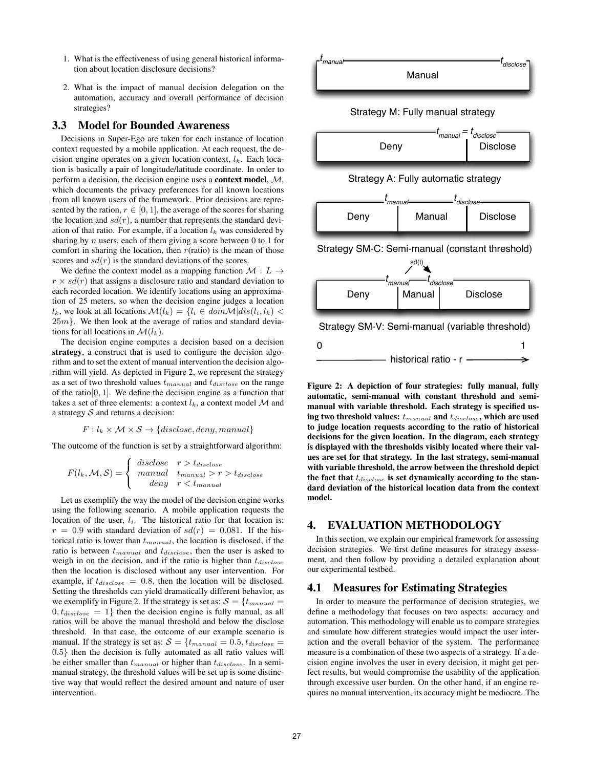1. What is the effectiveness of using general historical information about location disclosure decisions?
2. What is the impact of manual decision delegation on the automation, accuracy and overall performance of decision strategies?

### 3.3 Model for Bounded Awareness

Decisions in Super-Ego are taken for each instance of location context requested by a mobile application. At each request, the decision engine operates on a given location context, $l_k$. Each location is basically a pair of longitude/latitude coordinate. In order to perform a decision, the decision engine uses a **context model**, $\mathcal{M}$, which documents the privacy preferences for all known locations from all known users of the framework. Prior decisions are represented by the ration, $r \in [0, 1]$, the average of the scores for sharing the location and $sd(r)$, a number that represents the standard deviation of that ratio. For example, if a location $l_k$ was considered by sharing by $n$ users, each of them giving a score between 0 to 1 for comfort in sharing the location, then $r$(ratio) is the mean of those scores and $sd(r)$ is the standard deviations of the scores.

We define the context model as a mapping function $\mathcal{M} : L \rightarrow r \times sd(r)$ that assigns a disclosure ratio and standard deviation to each recorded location. We identify locations using an approximation of 25 meters, so when the decision engine judges a location $l_k$, we look at all locations $\mathcal{M}(l_k) = \{l_i \in dom\mathcal{M} | dis(l_i, l_k) < 25m\}$. We then look at the average of ratios and standard deviations for all locations in $\mathcal{M}(l_k)$.

The decision engine computes a decision based on a decision **strategy**, a construct that is used to configure the decision algorithm and to set the extent of manual intervention the decision algorithm will yield. As depicted in Figure 2, we represent the strategy as a set of two threshold values $t_{manual}$ and $t_{disclose}$ on the range of the ratio$[0, 1]$. We define the decision engine as a function that takes a set of three elements: a context $l_k$, a context model $\mathcal{M}$ and a strategy $\mathcal{S}$ and returns a decision:

$$F : l_k \times \mathcal{M} \times \mathcal{S} \rightarrow \{disclose, deny, manual\}$$

The outcome of the function is set by a straightforward algorithm:

$$F(l_k, \mathcal{M}, \mathcal{S}) = \begin{cases} disclose & r > t_{disclose} \\ manual & t_{manual} > r > t_{disclose} \\ deny & r < t_{manual} \end{cases}$$

Let us exemplify the way the model of the decision engine works using the following scenario. A mobile application requests the location of the user, $l_i$. The historical ratio for that location is: $r = 0.9$ with standard deviation of $sd(r) = 0.081$. If the historical ratio is lower than $t_{manual}$, the location is disclosed, if the ratio is between $t_{manual}$ and $t_{disclose}$, then the user is asked to weigh in on the decision, and if the ratio is higher than $t_{disclose}$ then the location is disclosed without any user intervention. For example, if $t_{disclose} = 0.8$, then the location will be disclosed. Setting the thresholds can yield dramatically different behavior, as we exemplify in Figure 2. If the strategy is set as: $\mathcal{S} = \{t_{manual} = 0, t_{disclose} = 1\}$ then the decision engine is fully manual, as all ratios will be above the manual threshold and below the disclose threshold. In that case, the outcome of our example scenario is manual. If the strategy is set as: $\mathcal{S} = \{t_{manual} = 0.5, t_{disclose} = 0.5\}$ then the decision is fully automated as all ratio values will be either smaller than $t_{manual}$ or higher than $t_{disclose}$. In a semi-manual strategy, the threshold values will be set up is some distinctive way that would reflect the desired amount and nature of user intervention.

$t_{manual}$ — Manual — $t_{disclose}$

Strategy M: Fully manual strategy

$t_{manual} = t_{disclose}$ — Deny | Disclose

Strategy A: Fully automatic strategy

$t_{manual}$, $t_{disclose}$ — Deny | Manual | Disclose

Strategy SM-C: Semi-manual (constant threshold)

sd(t) — $t_{manual}$, $t_{disclose}$ — Deny | Manual | Disclose

Strategy SM-V: Semi-manual (variable threshold)

0 — historical ratio - r — 1

**Figure 2: A depiction of four strategies: fully manual, fully automatic, semi-manual with constant threshold and semi-manual with variable threshold. Each strategy is specified using two threshold values: $t_{manual}$ and $t_{disclose}$, which are used to judge location requests according to the ratio of historical decisions for the given location. In the diagram, each strategy is displayed with the thresholds visibly located where their values are set for that strategy. In the last strategy, semi-manual with variable threshold, the arrow between the threshold depict the fact that $t_{disclose}$ is set dynamically according to the standard deviation of the historical location data from the context model.**

## 4. EVALUATION METHODOLOGY

In this section, we explain our empirical framework for assessing decision strategies. We first define measures for strategy assessment, and then follow by providing a detailed explanation about our experimental testbed.

### 4.1 Measures for Estimating Strategies

In order to measure the performance of decision strategies, we define a methodology that focuses on two aspects: accuracy and automation. This methodology will enable us to compare strategies and simulate how different strategies would impact the user interaction and the overall behavior of the system. The performance measure is a combination of these two aspects of a strategy. If a decision engine involves the user in every decision, it might get perfect results, but would compromise the usability of the application through excessive user burden. On the other hand, if an engine requires no manual intervention, its accuracy might be mediocre. The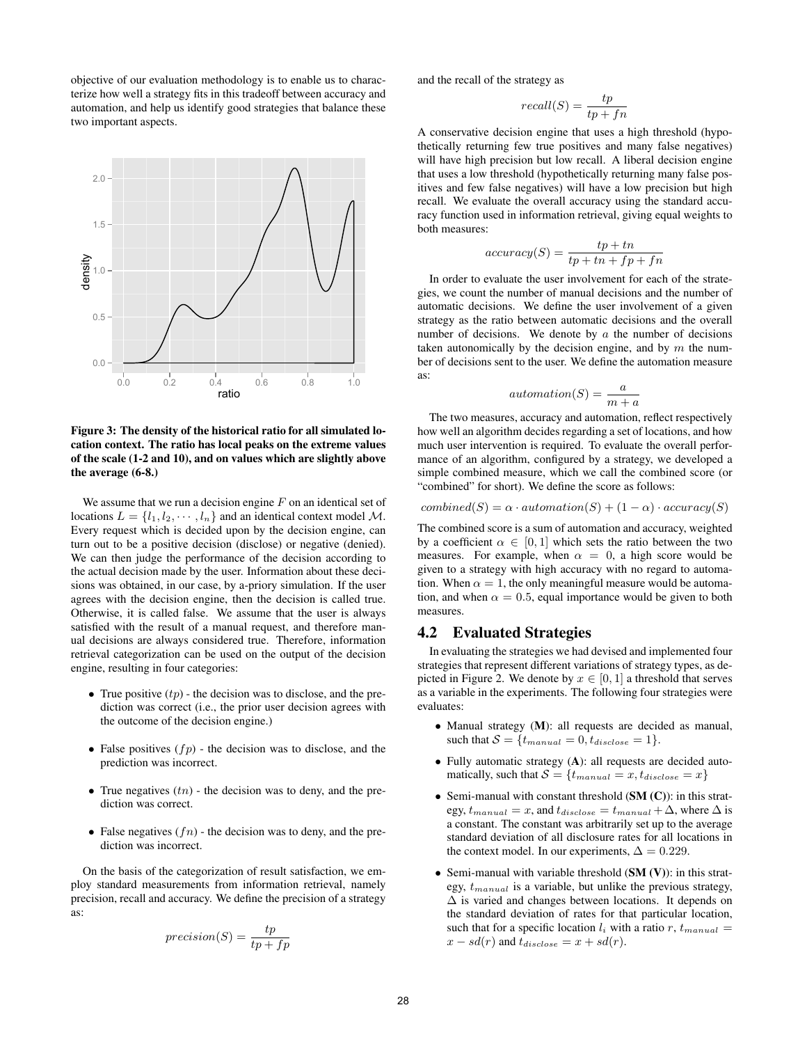objective of our evaluation methodology is to enable us to characterize how well a strategy fits in this tradeoff between accuracy and automation, and help us identify good strategies that balance these two important aspects.

**Figure 3: The density of the historical ratio for all simulated location context. The ratio has local peaks on the extreme values of the scale (1-2 and 10), and on values which are slightly above the average (6-8.)**

We assume that we run a decision engine $F$ on an identical set of locations $L = \{l_1, l_2, \cdots, l_n\}$ and an identical context model $\mathcal{M}$. Every request which is decided upon by the decision engine, can turn out to be a positive decision (disclose) or negative (denied). We can then judge the performance of the decision according to the actual decision made by the user. Information about these decisions was obtained, in our case, by a-priory simulation. If the user agrees with the decision engine, then the decision is called true. Otherwise, it is called false. We assume that the user is always satisfied with the result of a manual request, and therefore manual decisions are always considered true. Therefore, information retrieval categorization can be used on the output of the decision engine, resulting in four categories:

- True positive ($tp$) - the decision was to disclose, and the prediction was correct (i.e., the prior user decision agrees with the outcome of the decision engine.)
- False positives ($fp$) - the decision was to disclose, and the prediction was incorrect.
- True negatives ($tn$) - the decision was to deny, and the prediction was correct.
- False negatives ($fn$) - the decision was to deny, and the prediction was incorrect.

On the basis of the categorization of result satisfaction, we employ standard measurements from information retrieval, namely precision, recall and accuracy. We define the precision of a strategy as:

$$precision(S) = \frac{tp}{tp + fp}$$

and the recall of the strategy as

$$recall(S) = \frac{tp}{tp + fn}$$

A conservative decision engine that uses a high threshold (hypothetically returning few true positives and many false negatives) will have high precision but low recall. A liberal decision engine that uses a low threshold (hypothetically returning many false positives and few false negatives) will have a low precision but high recall. We evaluate the overall accuracy using the standard accuracy function used in information retrieval, giving equal weights to both measures:

$$accuracy(S) = \frac{tp + tn}{tp + tn + fp + fn}$$

In order to evaluate the user involvement for each of the strategies, we count the number of manual decisions and the number of automatic decisions. We define the user involvement of a given strategy as the ratio between automatic decisions and the overall number of decisions. We denote by $a$ the number of decisions taken autonomically by the decision engine, and by $m$ the number of decisions sent to the user. We define the automation measure as:

$$automation(S) = \frac{a}{m + a}$$

The two measures, accuracy and automation, reflect respectively how well an algorithm decides regarding a set of locations, and how much user intervention is required. To evaluate the overall performance of an algorithm, configured by a strategy, we developed a simple combined measure, which we call the combined score (or "combined" for short). We define the score as follows:

$$combined(S) = \alpha \cdot automation(S) + (1 - \alpha) \cdot accuracy(S)$$

The combined score is a sum of automation and accuracy, weighted by a coefficient $\alpha \in [0, 1]$ which sets the ratio between the two measures. For example, when $\alpha = 0$, a high score would be given to a strategy with high accuracy with no regard to automation. When $\alpha = 1$, the only meaningful measure would be automation, and when $\alpha = 0.5$, equal importance would be given to both measures.

## 4.2 Evaluated Strategies

In evaluating the strategies we had devised and implemented four strategies that represent different variations of strategy types, as depicted in Figure 2. We denote by $x \in [0, 1]$ a threshold that serves as a variable in the experiments. The following four strategies were evaluates:

- Manual strategy (**M**): all requests are decided as manual, such that $\mathcal{S} = \{t_{manual} = 0, t_{disclose} = 1\}$.
- Fully automatic strategy (**A**): all requests are decided automatically, such that $\mathcal{S} = \{t_{manual} = x, t_{disclose} = x\}$
- Semi-manual with constant threshold (**SM (C)**): in this strategy, $t_{manual} = x$, and $t_{disclose} = t_{manual} + \Delta$, where $\Delta$ is a constant. The constant was arbitrarily set up to the average standard deviation of all disclosure rates for all locations in the context model. In our experiments, $\Delta = 0.229$.
- Semi-manual with variable threshold (**SM (V)**): in this strategy, $t_{manual}$ is a variable, but unlike the previous strategy, $\Delta$ is varied and changes between locations. It depends on the standard deviation of rates for that particular location, such that for a specific location $l_i$ with a ratio $r$, $t_{manual} = x - sd(r)$ and $t_{disclose} = x + sd(r)$.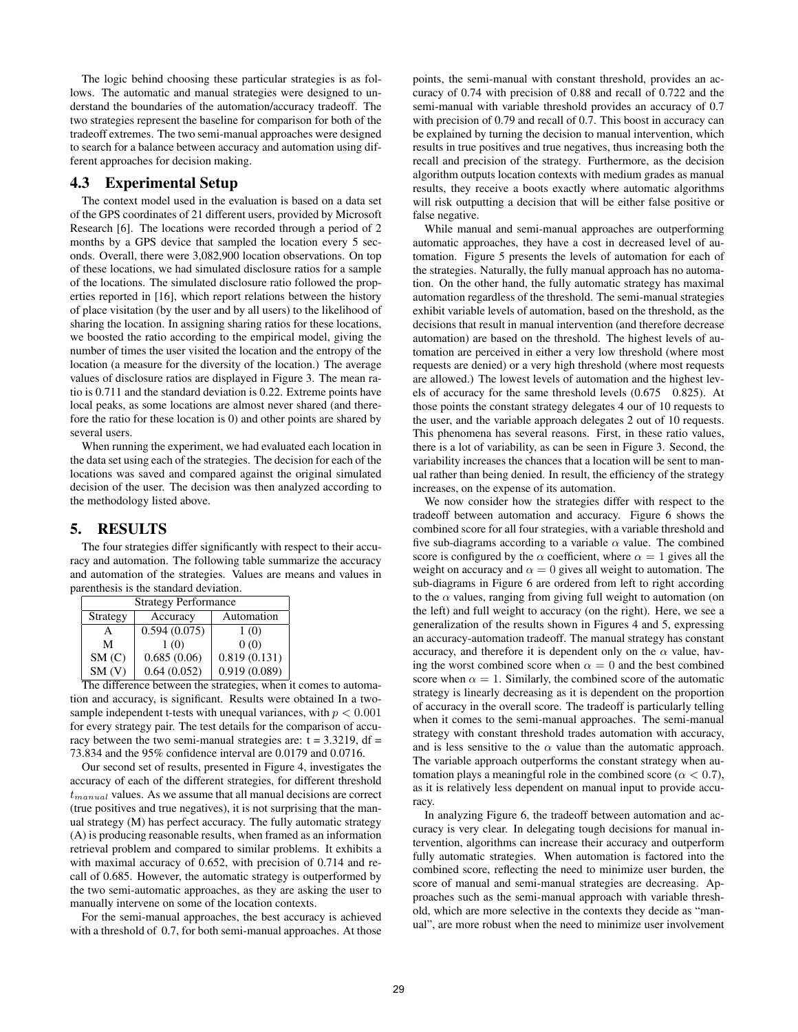The logic behind choosing these particular strategies is as follows. The automatic and manual strategies were designed to understand the boundaries of the automation/accuracy tradeoff. The two strategies represent the baseline for comparison for both of the tradeoff extremes. The two semi-manual approaches were designed to search for a balance between accuracy and automation using different approaches for decision making.

## 4.3 Experimental Setup

The context model used in the evaluation is based on a data set of the GPS coordinates of 21 different users, provided by Microsoft Research [6]. The locations were recorded through a period of 2 months by a GPS device that sampled the location every 5 seconds. Overall, there were 3,082,900 location observations. On top of these locations, we had simulated disclosure ratios for a sample of the locations. The simulated disclosure ratio followed the properties reported in [16], which report relations between the history of place visitation (by the user and by all users) to the likelihood of sharing the location. In assigning sharing ratios for these locations, we boosted the ratio according to the empirical model, giving the number of times the user visited the location and the entropy of the location (a measure for the diversity of the location.) The average values of disclosure ratios are displayed in Figure 3. The mean ratio is 0.711 and the standard deviation is 0.22. Extreme points have local peaks, as some locations are almost never shared (and therefore the ratio for these location is 0) and other points are shared by several users.

When running the experiment, we had evaluated each location in the data set using each of the strategies. The decision for each of the locations was saved and compared against the original simulated decision of the user. The decision was then analyzed according to the methodology listed above.

# 5. RESULTS

The four strategies differ significantly with respect to their accuracy and automation. The following table summarize the accuracy and automation of the strategies. Values are means and values in parenthesis is the standard deviation.

| Strategy Performance | | |
|---|---|---|
| Strategy | Accuracy | Automation |
| A | 0.594 (0.075) | 1 (0) |
| M | 1 (0) | 0 (0) |
| SM (C) | 0.685 (0.06) | 0.819 (0.131) |
| SM (V) | 0.64 (0.052) | 0.919 (0.089) |

The difference between the strategies, when it comes to automation and accuracy, is significant. Results were obtained In a two-sample independent t-tests with unequal variances, with $p < 0.001$ for every strategy pair. The test details for the comparison of accuracy between the two semi-manual strategies are: t = 3.3219, df = 73.834 and the 95% confidence interval are 0.0179 and 0.0716.

Our second set of results, presented in Figure 4, investigates the accuracy of each of the different strategies, for different threshold $t_{manual}$ values. As we assume that all manual decisions are correct (true positives and true negatives), it is not surprising that the manual strategy (M) has perfect accuracy. The fully automatic strategy (A) is producing reasonable results, when framed as an information retrieval problem and compared to similar problems. It exhibits a with maximal accuracy of 0.652, with precision of 0.714 and recall of 0.685. However, the automatic strategy is outperformed by the two semi-automatic approaches, as they are asking the user to manually intervene on some of the location contexts.

For the semi-manual approaches, the best accuracy is achieved with a threshold of 0.7, for both semi-manual approaches. At those points, the semi-manual with constant threshold, provides an accuracy of 0.74 with precision of 0.88 and recall of 0.722 and the semi-manual with variable threshold provides an accuracy of 0.7 with precision of 0.79 and recall of 0.7. This boost in accuracy can be explained by turning the decision to manual intervention, which results in true positives and true negatives, thus increasing both the recall and precision of the strategy. Furthermore, as the decision algorithm outputs location contexts with medium grades as manual results, they receive a boots exactly where automatic algorithms will risk outputting a decision that will be either false positive or false negative.

While manual and semi-manual approaches are outperforming automatic approaches, they have a cost in decreased level of automation. Figure 5 presents the levels of automation for each of the strategies. Naturally, the fully manual approach has no automation. On the other hand, the fully automatic strategy has maximal automation regardless of the threshold. The semi-manual strategies exhibit variable levels of automation, based on the threshold, as the decisions that result in manual intervention (and therefore decrease automation) are based on the threshold. The highest levels of automation are perceived in either a very low threshold (where most requests are denied) or a very high threshold (where most requests are allowed.) The lowest levels of automation and the highest levels of accuracy for the same threshold levels (0.675 0.825). At those points the constant strategy delegates 4 our of 10 requests to the user, and the variable approach delegates 2 out of 10 requests. This phenomena has several reasons. First, in these ratio values, there is a lot of variability, as can be seen in Figure 3. Second, the variability increases the chances that a location will be sent to manual rather than being denied. In result, the efficiency of the strategy increases, on the expense of its automation.

We now consider how the strategies differ with respect to the tradeoff between automation and accuracy. Figure 6 shows the combined score for all four strategies, with a variable threshold and five sub-diagrams according to a variable $\alpha$ value. The combined score is configured by the $\alpha$ coefficient, where $\alpha = 1$ gives all the weight on accuracy and $\alpha = 0$ gives all weight to automation. The sub-diagrams in Figure 6 are ordered from left to right according to the $\alpha$ values, ranging from giving full weight to automation (on the left) and full weight to accuracy (on the right). Here, we see a generalization of the results shown in Figures 4 and 5, expressing an accuracy-automation tradeoff. The manual strategy has constant accuracy, and therefore it is dependent only on the $\alpha$ value, having the worst combined score when $\alpha = 0$ and the best combined score when $\alpha = 1$. Similarly, the combined score of the automatic strategy is linearly decreasing as it is dependent on the proportion of accuracy in the overall score. The tradeoff is particularly telling when it comes to the semi-manual approaches. The semi-manual strategy with constant threshold trades automation with accuracy, and is less sensitive to the $\alpha$ value than the automatic approach. The variable approach outperforms the constant strategy when automation plays a meaningful role in the combined score ($\alpha < 0.7$), as it is relatively less dependent on manual input to provide accuracy.

In analyzing Figure 6, the tradeoff between automation and accuracy is very clear. In delegating tough decisions for manual intervention, algorithms can increase their accuracy and outperform fully automatic strategies. When automation is factored into the combined score, reflecting the need to minimize user burden, the score of manual and semi-manual strategies are decreasing. Approaches such as the semi-manual approach with variable threshold, which are more selective in the contexts they decide as "manual", are more robust when the need to minimize user involvement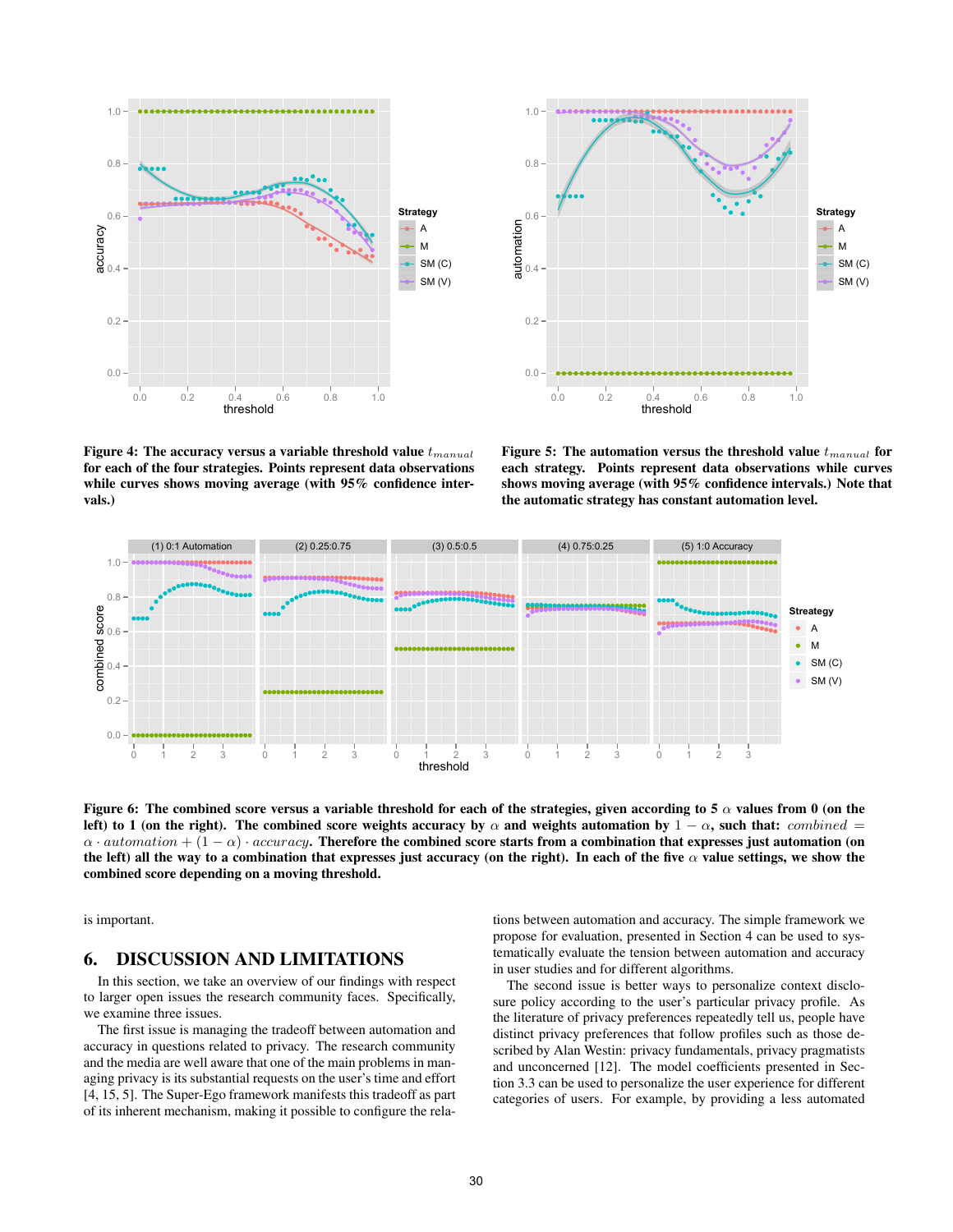**Figure 4: The accuracy versus a variable threshold value $t_{manual}$ for each of the four strategies. Points represent data observations while curves shows moving average (with 95% confidence intervals.)**

**Figure 5: The automation versus the threshold value $t_{manual}$ for each strategy. Points represent data observations while curves shows moving average (with 95% confidence intervals.) Note that the automatic strategy has constant automation level.**

**Figure 6: The combined score versus a variable threshold for each of the strategies, given according to 5 $\alpha$ values from 0 (on the left) to 1 (on the right). The combined score weights accuracy by $\alpha$ and weights automation by $1 - \alpha$, such that: $combined = \alpha \cdot automation + (1 - \alpha) \cdot accuracy$. Therefore the combined score starts from a combination that expresses just automation (on the left) all the way to a combination that expresses just accuracy (on the right). In each of the five $\alpha$ value settings, we show the combined score depending on a moving threshold.**

is important.

## 6. DISCUSSION AND LIMITATIONS

In this section, we take an overview of our findings with respect to larger open issues the research community faces. Specifically, we examine three issues.

The first issue is managing the tradeoff between automation and accuracy in questions related to privacy. The research community and the media are well aware that one of the main problems in managing privacy is its substantial requests on the user's time and effort [4, 15, 5]. The Super-Ego framework manifests this tradeoff as part of its inherent mechanism, making it possible to configure the relations between automation and accuracy. The simple framework we propose for evaluation, presented in Section 4 can be used to systematically evaluate the tension between automation and accuracy in user studies and for different algorithms.

The second issue is better ways to personalize context disclosure policy according to the user's particular privacy profile. As the literature of privacy preferences repeatedly tell us, people have distinct privacy preferences that follow profiles such as those described by Alan Westin: privacy fundamentals, privacy pragmatists and unconcerned [12]. The model coefficients presented in Section 3.3 can be used to personalize the user experience for different categories of users. For example, by providing a less automated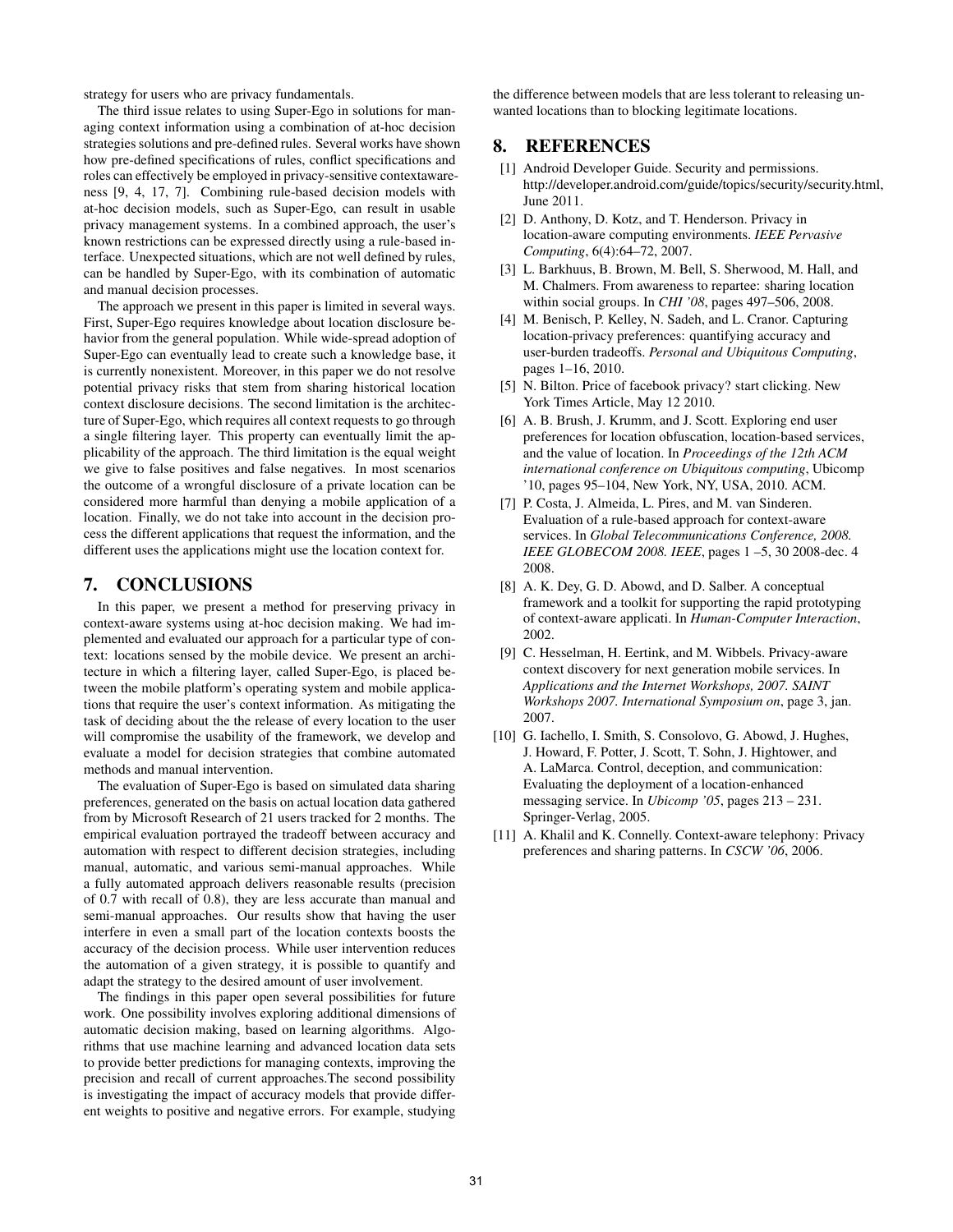strategy for users who are privacy fundamentals.

The third issue relates to using Super-Ego in solutions for managing context information using a combination of at-hoc decision strategies solutions and pre-defined rules. Several works have shown how pre-defined specifications of rules, conflict specifications and roles can effectively be employed in privacy-sensitive contextawareness [9, 4, 17, 7]. Combining rule-based decision models with at-hoc decision models, such as Super-Ego, can result in usable privacy management systems. In a combined approach, the user's known restrictions can be expressed directly using a rule-based interface. Unexpected situations, which are not well defined by rules, can be handled by Super-Ego, with its combination of automatic and manual decision processes.

The approach we present in this paper is limited in several ways. First, Super-Ego requires knowledge about location disclosure behavior from the general population. While wide-spread adoption of Super-Ego can eventually lead to create such a knowledge base, it is currently nonexistent. Moreover, in this paper we do not resolve potential privacy risks that stem from sharing historical location context disclosure decisions. The second limitation is the architecture of Super-Ego, which requires all context requests to go through a single filtering layer. This property can eventually limit the applicability of the approach. The third limitation is the equal weight we give to false positives and false negatives. In most scenarios the outcome of a wrongful disclosure of a private location can be considered more harmful than denying a mobile application of a location. Finally, we do not take into account in the decision process the different applications that request the information, and the different uses the applications might use the location context for.

## 7. CONCLUSIONS

In this paper, we present a method for preserving privacy in context-aware systems using at-hoc decision making. We had implemented and evaluated our approach for a particular type of context: locations sensed by the mobile device. We present an architecture in which a filtering layer, called Super-Ego, is placed between the mobile platform's operating system and mobile applications that require the user's context information. As mitigating the task of deciding about the the release of every location to the user will compromise the usability of the framework, we develop and evaluate a model for decision strategies that combine automated methods and manual intervention.

The evaluation of Super-Ego is based on simulated data sharing preferences, generated on the basis on actual location data gathered from by Microsoft Research of 21 users tracked for 2 months. The empirical evaluation portrayed the tradeoff between accuracy and automation with respect to different decision strategies, including manual, automatic, and various semi-manual approaches. While a fully automated approach delivers reasonable results (precision of 0.7 with recall of 0.8), they are less accurate than manual and semi-manual approaches. Our results show that having the user interfere in even a small part of the location contexts boosts the accuracy of the decision process. While user intervention reduces the automation of a given strategy, it is possible to quantify and adapt the strategy to the desired amount of user involvement.

The findings in this paper open several possibilities for future work. One possibility involves exploring additional dimensions of automatic decision making, based on learning algorithms. Algorithms that use machine learning and advanced location data sets to provide better predictions for managing contexts, improving the precision and recall of current approaches.The second possibility is investigating the impact of accuracy models that provide different weights to positive and negative errors. For example, studying the difference between models that are less tolerant to releasing unwanted locations than to blocking legitimate locations.

## 8. REFERENCES

[1] Android Developer Guide. Security and permissions. http://developer.android.com/guide/topics/security/security.html, June 2011.

[2] D. Anthony, D. Kotz, and T. Henderson. Privacy in location-aware computing environments. *IEEE Pervasive Computing*, 6(4):64–72, 2007.

[3] L. Barkhuus, B. Brown, M. Bell, S. Sherwood, M. Hall, and M. Chalmers. From awareness to repartee: sharing location within social groups. In *CHI '08*, pages 497–506, 2008.

[4] M. Benisch, P. Kelley, N. Sadeh, and L. Cranor. Capturing location-privacy preferences: quantifying accuracy and user-burden tradeoffs. *Personal and Ubiquitous Computing*, pages 1–16, 2010.

[5] N. Bilton. Price of facebook privacy? start clicking. New York Times Article, May 12 2010.

[6] A. B. Brush, J. Krumm, and J. Scott. Exploring end user preferences for location obfuscation, location-based services, and the value of location. In *Proceedings of the 12th ACM international conference on Ubiquitous computing*, Ubicomp '10, pages 95–104, New York, NY, USA, 2010. ACM.

[7] P. Costa, J. Almeida, L. Pires, and M. van Sinderen. Evaluation of a rule-based approach for context-aware services. In *Global Telecommunications Conference, 2008. IEEE GLOBECOM 2008. IEEE*, pages 1 –5, 30 2008-dec. 4 2008.

[8] A. K. Dey, G. D. Abowd, and D. Salber. A conceptual framework and a toolkit for supporting the rapid prototyping of context-aware applicati. In *Human-Computer Interaction*, 2002.

[9] C. Hesselman, H. Eertink, and M. Wibbels. Privacy-aware context discovery for next generation mobile services. In *Applications and the Internet Workshops, 2007. SAINT Workshops 2007. International Symposium on*, page 3, jan. 2007.

[10] G. Iachello, I. Smith, S. Consolovo, G. Abowd, J. Hughes, J. Howard, F. Potter, J. Scott, T. Sohn, J. Hightower, and A. LaMarca. Control, deception, and communication: Evaluating the deployment of a location-enhanced messaging service. In *Ubicomp '05*, pages 213 – 231. Springer-Verlag, 2005.

[11] A. Khalil and K. Connelly. Context-aware telephony: Privacy preferences and sharing patterns. In *CSCW '06*, 2006.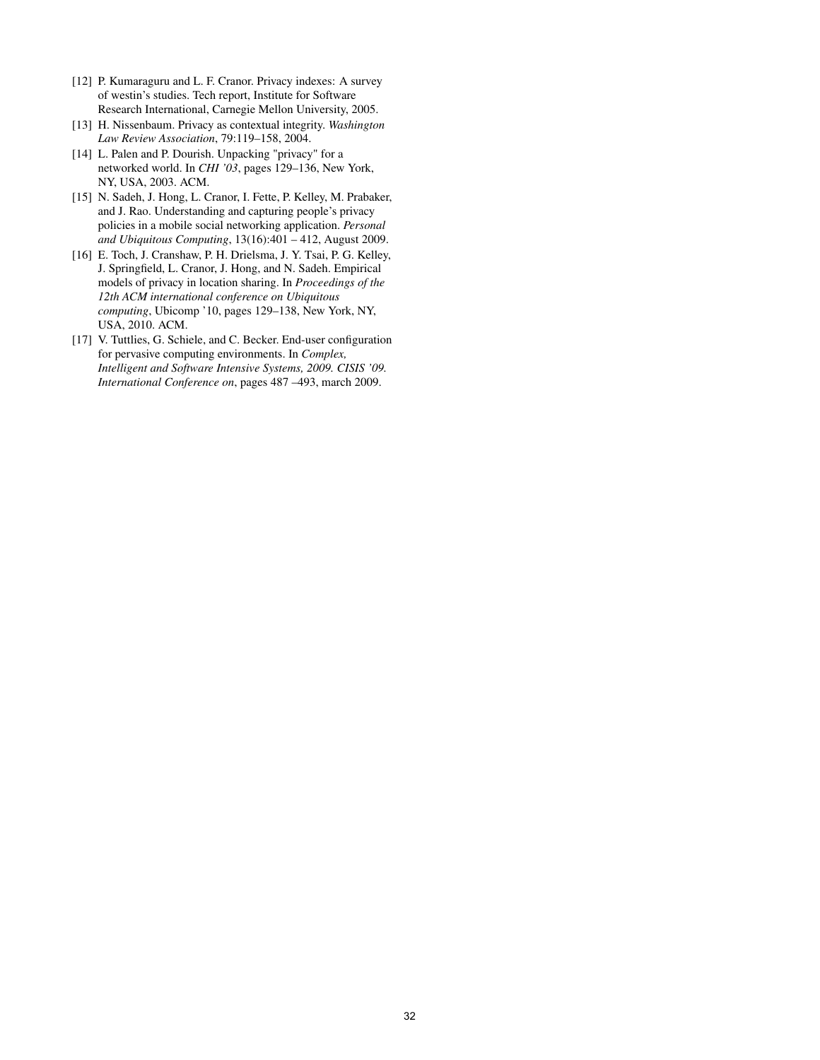[12] P. Kumaraguru and L. F. Cranor. Privacy indexes: A survey of westin's studies. Tech report, Institute for Software Research International, Carnegie Mellon University, 2005.

[13] H. Nissenbaum. Privacy as contextual integrity. *Washington Law Review Association*, 79:119–158, 2004.

[14] L. Palen and P. Dourish. Unpacking "privacy" for a networked world. In *CHI '03*, pages 129–136, New York, NY, USA, 2003. ACM.

[15] N. Sadeh, J. Hong, L. Cranor, I. Fette, P. Kelley, M. Prabaker, and J. Rao. Understanding and capturing people's privacy policies in a mobile social networking application. *Personal and Ubiquitous Computing*, 13(16):401 – 412, August 2009.

[16] E. Toch, J. Cranshaw, P. H. Drielsma, J. Y. Tsai, P. G. Kelley, J. Springfield, L. Cranor, J. Hong, and N. Sadeh. Empirical models of privacy in location sharing. In *Proceedings of the 12th ACM international conference on Ubiquitous computing*, Ubicomp '10, pages 129–138, New York, NY, USA, 2010. ACM.

[17] V. Tuttlies, G. Schiele, and C. Becker. End-user configuration for pervasive computing environments. In *Complex, Intelligent and Software Intensive Systems, 2009. CISIS '09. International Conference on*, pages 487 –493, march 2009.